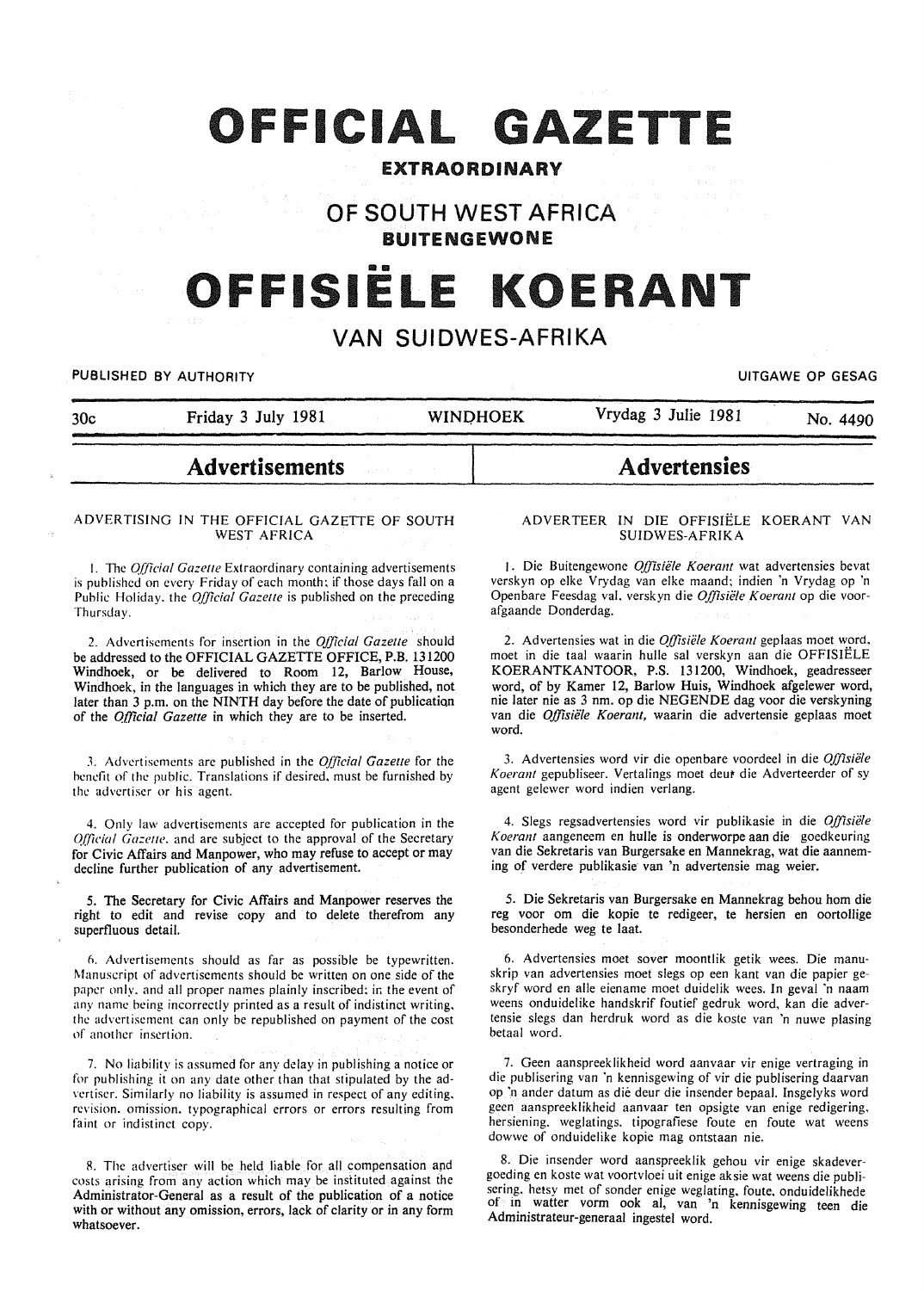# OFFICIAL GAZETTE

## EXTRAORDINARY

## OF SOUTH WEST AFRICA

## BUITENGEWONE

# OFFISIËLE KOERANT

## VAN SUIDWES-AFRIKA

PUBLISHED BY AUTHORITY — UITGAWE OP GESAG

30c — Friday 3 July 1981 — WINDHOEK — Vrydag 3 Julie 1981 — No. 4490

## Advertisements

### ADVERTISING IN THE OFFICIAL GAZETTE OF SOUTH WEST AFRICA

1. The *Official Gazette* Extraordinary containing advertisements is published on every Friday of each month; if those days fall on a Public Holiday, the *Official Gazette* is published on the preceding Thursday.

2. Advertisements for insertion in the *Official Gazette* should be addressed to the OFFICIAL GAZETTE OFFICE, P.B. 131200 Windhoek, or be delivered to Room 12, Barlow House, Windhoek, in the languages in which they are to be published, not later than 3 p.m. on the NINTH day before the date of publication of the *Official Gazette* in which they are to be inserted.

3. Advertisements are published in the *Official Gazette* for the benefit of the public. Translations if desired, must be furnished by the advertiser or his agent.

4. Only law advertisements are accepted for publication in the *Official Gazette*, and are subject to the approval of the Secretary for Civic Affairs and Manpower, who may refuse to accept or may decline further publication of any advertisement.

5. The Secretary for Civic Affairs and Manpower reserves the right to edit and revise copy and to delete therefrom any superfluous detail.

6. Advertisements should as far as possible be typewritten. Manuscript of advertisements should be written on one side of the paper only, and all proper names plainly inscribed; in the event of any name being incorrectly printed as a result of indistinct writing, the advertisement can only be republished on payment of the cost of another insertion.

7. No liability is assumed for any delay in publishing a notice or for publishing it on any date other than that stipulated by the advertiser. Similarly no liability is assumed in respect of any editing, revision, omission, typographical errors or errors resulting from faint or indistinct copy.

8. The advertiser will be held liable for all compensation and costs arising from any action which may be instituted against the Administrator-General as a result of the publication of a notice with or without any omission, errors, lack of clarity or in any form whatsoever.

## Advertensies

### ADVERTEER IN DIE OFFISIËLE KOERANT VAN SUIDWES-AFRIKA

1. Die Buitengewone *Offisiële Koerant* wat advertensies bevat verskyn op elke Vrydag van elke maand; indien 'n Vrydag op 'n Openbare Feesdag val, verskyn die *Offisiële Koerant* op die voorafgaande Donderdag.

2. Advertensies wat in die *Offisiële Koerant* geplaas moet word, moet in die taal waarin hulle sal verskyn aan die OFFISIËLE KOERANTKANTOOR, P.S. 131200, Windhoek, geadresseer word, of by Kamer 12, Barlow Huis, Windhoek afgelewer word, nie later nie as 3 nm. op die NEGENDE dag voor die verskyning van die *Offisiële Koerant*, waarin die advertensie geplaas moet word.

3. Advertensies word vir die openbare voordeel in die *Offisiële Koerant* gepubliseer. Vertalings moet deur die Adverteerder of sy agent gelewer word indien verlang.

4. Slegs regsadvertensies word vir publikasie in die *Offisiële Koerant* aangeneem en hulle is onderworpe aan die goedkeuring van die Sekretaris van Burgersake en Mannekrag, wat die aanneming of verdere publikasie van 'n advertensie mag weier.

5. Die Sekretaris van Burgersake en Mannekrag behou hom die reg voor om die kopie te redigeer, te hersien en oortollige besonderhede weg te laat.

6. Advertensies moet sover moontlik getik wees. Die manuskrip van advertensies moet slegs op een kant van die papier geskryf word en alle eiename moet duidelik wees. In geval 'n naam weens onduidelike handskrif foutief gedruk word, kan die advertensie slegs dan herdruk word as die koste van 'n nuwe plasing betaal word.

7. Geen aanspreeklikheid word aanvaar vir enige vertraging in die publisering van 'n kennisgewing of vir die publisering daarvan op 'n ander datum as dié deur die insender bepaal. Insgelyks word geen aanspreeklikheid aanvaar ten opsigte van enige redigering, hersiening, weglatings, tipografiese foute en foute wat weens dowwe of onduidelike kopie mag ontstaan nie.

8. Die insender word aanspreeklik gehou vir enige skadevergoeding en koste wat voortvloei uit enige aksie wat weens die publisering, hetsy met of sonder enige weglating, foute, onduidelikhede of in watter vorm ook al, van 'n kennisgewing teen die Administrateur-generaal ingestel word.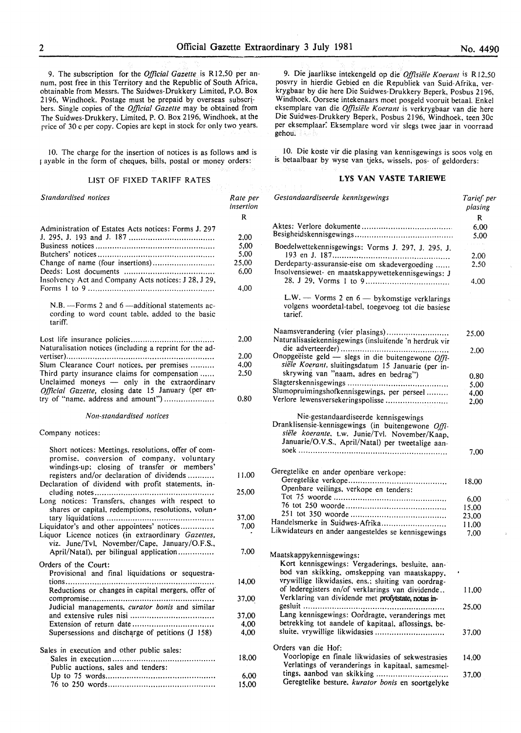9. The subscription for the *Official Gazette* is R12,50 per annum, post free in this Territory and the Republic of South Africa, obtainable from Messrs. The Suidwes-Drukkery Limited, P.O. Box 2196, Windhoek. Postage must be prepaid by overseas subscribers. Single copies of the *Official Gazette* may be obtained from The Suidwes-Drukkery, Limited, P. O. Box 2196, Windhoek, at the price of 30 c per copy. Copies are kept in stock for only two years.

10. The charge for the insertion of notices is as follows and is payable in the form of cheques, bills, postal or money orders:

## LIST OF FIXED TARIFF RATES

| *Standardised notices* | Rate per insertion |
|---|---|
| | R |
| Administration of Estates Acts notices: Forms J. 297 J. 295, J. 193 and J. 187 | 2,00 |
| Business notices | 5,00 |
| Butchers' notices | 5,00 |
| Change of name (four insertions) | 25,00 |
| Deeds: Lost documents | 6,00 |
| Insolvency Act and Company Acts notices: J 28, J 29, Forms 1 to 9 | 4,00 |

N.B. —Forms 2 and 6 —additional statements according to word count table, added to the basic tariff.

| | |
|---|---|
| Lost life insurance policies | 2,00 |
| Naturalisation notices (including a reprint for the advertiser) | 2,00 |
| Slum Clearance Court notices, per premises | 4,00 |
| Third party insurance claims for compensation | 2,50 |
| Unclaimed moneys — only in the extraordinary *Official Gazette*, closing date 15 January (per entry of "name, address and amount") | 0,80 |

*Non-standardised notices*

Company notices:

| | |
|---|---|
| Short notices: Meetings, resolutions, offer of compromise, conversion of company, voluntary windings-up; closing of transfer or members' registers and/or declaration of dividends | 11,00 |
| Declaration of dividend with profit statements, including notes | 25,00 |
| Long notices: Transfers, changes with respect to shares or capital, redemptions, resolutions, voluntary liquidations | 37,00 |
| Liquidator's and other appointees' notices | 7,00 |
| Liquor Licence notices (in extraordinary *Gazettes*, viz. June/Tvl, November/Cape, January/O.F.S., April/Natal), per bilingual application | 7,00 |

Orders of the Court:

| | |
|---|---|
| Provisional and final liquidations or sequestrations | 14,00 |
| Reductions or changes in capital mergers, offer of compromise | 37,00 |
| Judicial managements, *curator bonis* and similar and extensive rules nisi | 37,00 |
| Extension of return date | 4,00 |
| Supersessions and discharge of petitions (J 158) | 4,00 |

Sales in execution and other public sales:

| | |
|---|---|
| Sales in execution | 18,00 |
| Public auctions, sales and tenders: | |
| Up to 75 words | 6,00 |
| 76 to 250 words | 15,00 |

9. Die jaarlikse intekengeld op die *Offisiële Koerant* is R12,50 posvry in hierdie Gebied en die Republiek van Suid-Afrika, verkrygbaar by die here Die Suidwes-Drukkery Beperk, Posbus 2196, Windhoek. Oorsese intekenaars moet posgeld vooruit betaal. Enkel eksemplare van die *Offisiële Koerant* is verkrygbaar van die here Die Suidwes-Drukkery Beperk, Posbus 2196, Windhoek, teen 30c per eksemplaar. Eksemplare word vir slegs twee jaar in voorraad gehou.

10. Die koste vir die plasing van kennisgewings is soos volg en is betaalbaar by wyse van tjeks, wissels, pos- of geldorders:

## LYS VAN VASTE TARIEWE

| *Gestandaardiseerde kennisgewings* | Tarief per plasing |
|---|---|
| | R |
| Aktes: Verlore dokumente | 6,00 |
| Besigheidskennisgewings | 5,00 |
| Boedelwettekennisgewings: Vorms J. 297, J. 295, J. 193 en J. 187 | 2,00 |
| Derdeparty-assuransie-eise om skadevergoeding | 2,50 |
| Insolvensiewet- en maatskappywettekennisgewings: J 28, J 29, Vorms 1 to 9 | 4,00 |

L.W. — Vorms 2 en 6 — bykomstige verklarings volgens woordetal-tabel, toegevoeg tot die basiese tarief.

| | |
|---|---|
| Naamsverandering (vier plasings) | 25,00 |
| Naturalisasiekennisgewings (insluitende 'n herdruk vir die adverteerder) | 2,00 |
| Onopgeëiste geld — slegs in die buitengewone *Offisiële Koerant*, sluitingsdatum 15 Januarie (per inskrywing van "naam, adres en bedrag") | 0,80 |
| Slagterskennisgewings | 5,00 |
| Slumopruimingshofkennisgewings, per perseel | 4,00 |
| Verlore lewensversekeringspolisse | 2,00 |

Nie-gestandaardiseerde kennisgewings

| | |
|---|---|
| Dranklisensie-kennisgewings (in buitengewone *Offisiële koerante*, t.w. Junie/Tvl. November/Kaap, Januarie/O.V.S., April/Natal) per tweetalige aansoek | 7,00 |

Geregtelike en ander openbare verkope:

| | |
|---|---|
| Geregtelike verkope | 18,00 |
| Openbare veilings, verkope en tenders: | |
| Tot 75 woorde | 6,00 |
| 76 tot 250 woorde | 15,00 |
| 251 tot 350 woorde | 23,00 |
| Handelsmerke in Suidwes-Afrika | 11,00 |
| Likwidateurs en ander aangesteldes se kennisgewings | 7,00 |

Maatskappykennisgewings:

| | |
|---|---|
| Kort kennisgewings: Vergaderings, besluite, aanbod van skikking, omskepping van maatskappy, vrywillige likwidasies, ens.; sluiting van oordrag- of lederegisters en/of verklarings van dividende | 11,00 |
| Verklaring van dividende met profytstate, notas ingesluit | 25,00 |
| Lang kennisgewings: Oordragte, veranderings met betrekking tot aandele of kapitaal, aflossings, besluite, vrywillige likwidasies | 37,00 |

Orders van die Hof:

| | |
|---|---|
| Voorlopige en finale likwidasies of sekwestrasies | 14,00 |
| Verlatings of veranderings in kapitaal, samesmeltings, aanbod van skikking | 37,00 |
| Geregtelike besture, *kurator bonis* en soortgelyke | |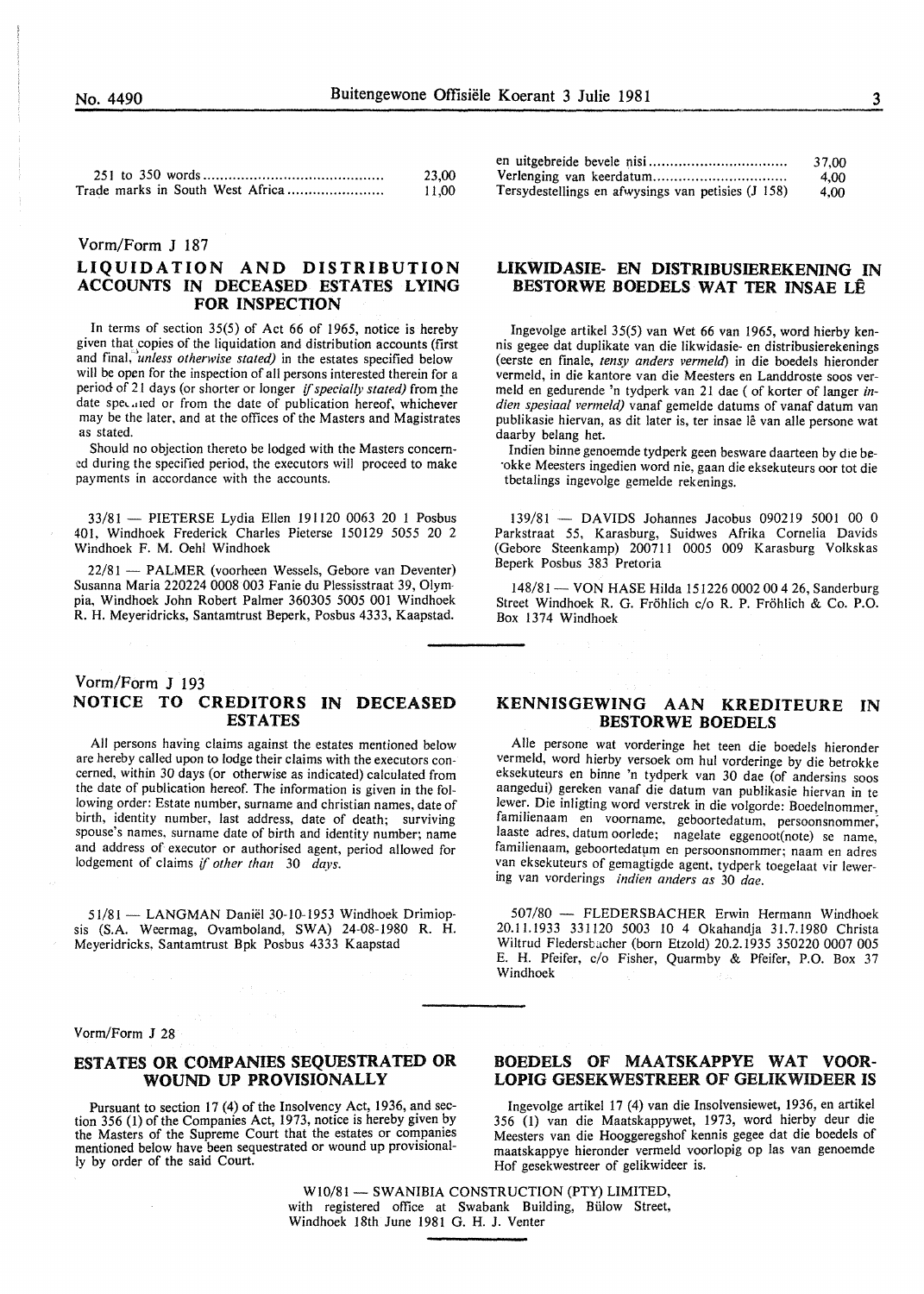| | |
|---|---|
| 251 to 350 words | 23,00 |
| Trade marks in South West Africa | 11,00 |

| | |
|---|---|
| en uitgebreide bevele nisi | 37,00 |
| Verlenging van keerdatum | 4,00 |
| Tersydestellings en afwysings van petisies (J 158) | 4,00 |

Vorm/Form J 187

## LIQUIDATION AND DISTRIBUTION ACCOUNTS IN DECEASED ESTATES LYING FOR INSPECTION

In terms of section 35(5) of Act 66 of 1965, notice is hereby given that copies of the liquidation and distribution accounts (first and final, *unless otherwise stated)* in the estates specified below will be open for the inspection of all persons interested therein for a period of 21 days (or shorter or longer *if specially stated)* from the date specified or from the date of publication hereof, whichever may be the later, and at the offices of the Masters and Magistrates as stated.

Should no objection thereto be lodged with the Masters concerned during the specified period, the executors will proceed to make payments in accordance with the accounts.

33/81 — PIETERSE Lydia Ellen 191120 0063 20 1 Posbus 401, Windhoek Frederick Charles Pieterse 150129 5055 20 2 Windhoek F. M. Oehl Windhoek

22/81 — PALMER (voorheen Wessels, Gebore van Deventer) Susanna Maria 220224 0008 003 Fanie du Plessisstraat 39, Olympia, Windhoek John Robert Palmer 360305 5005 001 Windhoek R. H. Meyeridricks, Santamtrust Beperk, Posbus 4333, Kaapstad.

## LIKWIDASIE- EN DISTRIBUSIEREKENING IN BESTORWE BOEDELS WAT TER INSAE LÊ

Ingevolge artikel 35(5) van Wet 66 van 1965, word hierby kennis gegee dat duplikate van die likwidasie- en distribusierekenings (eerste en finale, *tensy anders vermeld)* in die boedels hieronder vermeld, in die kantore van die Meesters en Landdroste soos vermeld en gedurende 'n tydperk van 21 dae ( of korter of langer *indien spesiaal vermeld)* vanaf gemelde datums of vanaf datum van publikasie hiervan, as dit later is, ter insae lê van alle persone wat daarby belang het.

Indien binne genoemde tydperk geen besware daarteen by die betrokke Meesters ingedien word nie, gaan die eksekuteurs oor tot die tbetalings ingevolge gemelde rekenings.

139/81 — DAVIDS Johannes Jacobus 090219 5001 00 0 Parkstraat 55, Karasburg, Suidwes Afrika Cornelia Davids (Gebore Steenkamp) 200711 0005 009 Karasburg Volkskas Beperk Posbus 383 Pretoria

148/81 — VON HASE Hilda 151226 0002 00 4 26, Sanderburg Street Windhoek R. G. Fröhlich c/o R. P. Fröhlich & Co. P.O. Box 1374 Windhoek

Vorm/Form J 193

## NOTICE TO CREDITORS IN DECEASED ESTATES

All persons having claims against the estates mentioned below are hereby called upon to lodge their claims with the executors concerned, within 30 days (or otherwise as indicated) calculated from the date of publication hereof. The information is given in the following order: Estate number, surname and christian names, date of birth, identity number, last address, date of death; surviving spouse's names, surname date of birth and identity number; name and address of executor or authorised agent, period allowed for lodgement of claims *if other than 30 days.*

51/81 — LANGMAN Daniël 30-10-1953 Windhoek Drimiopsis (S.A. Weermag, Ovamboland, SWA) 24-08-1980 R. H. Meyeridricks, Santamtrust Bpk Posbus 4333 Kaapstad

## KENNISGEWING AAN KREDITEURE IN BESTORWE BOEDELS

Alle persone wat vorderinge het teen die boedels hieronder vermeld, word hierby versoek om hul vorderinge by die betrokke eksekuteurs en binne 'n tydperk van 30 dae (of andersins soos aangedui) gereken vanaf die datum van publikasie hiervan in te lewer. Die inligting word verstrek in die volgorde: Boedelnommer, familienaam en voorname, geboortedatum, persoonsnommer, laaste adres, datum oorlede; nagelate eggenoot(note) se name, familienaam, geboortedatum en persoonsnommer; naam en adres van eksekuteurs of gemagtigde agent, tydperk toegelaat vir lewering van vorderings *indien anders as 30 dae.*

507/80 — FLEDERSBACHER Erwin Hermann Windhoek 20.11.1933 331120 5003 10 4 Okahandja 31.7.1980 Christa Wiltrud Fledersbacher (born Etzold) 20.2.1935 350220 0007 005 E. H. Pfeifer, c/o Fisher, Quarmby & Pfeifer, P.O. Box 37 Windhoek

Vorm/Form J 28

## ESTATES OR COMPANIES SEQUESTRATED OR WOUND UP PROVISIONALLY

Pursuant to section 17 (4) of the Insolvency Act, 1936, and section 356 (1) of the Companies Act, 1973, notice is hereby given by the Masters of the Supreme Court that the estates or companies mentioned below have been sequestrated or wound up provisionally by order of the said Court.

## BOEDELS OF MAATSKAPPYE WAT VOORLOPIG GESEKWESTREER OF GELIKWIDEER IS

Ingevolge artikel 17 (4) van die Insolvensiewet, 1936, en artikel 356 (1) van die Maatskappywet, 1973, word hierby deur die Meesters van die Hooggeregshof kennis gegee dat die boedels of maatskappye hieronder vermeld voorlopig op las van genoemde Hof gesekwestreer of gelikwideer is.

W10/81 — SWANIBIA CONSTRUCTION (PTY) LIMITED, with registered office at Swabank Building, Bülow Street, Windhoek 18th June 1981 G. H. J. Venter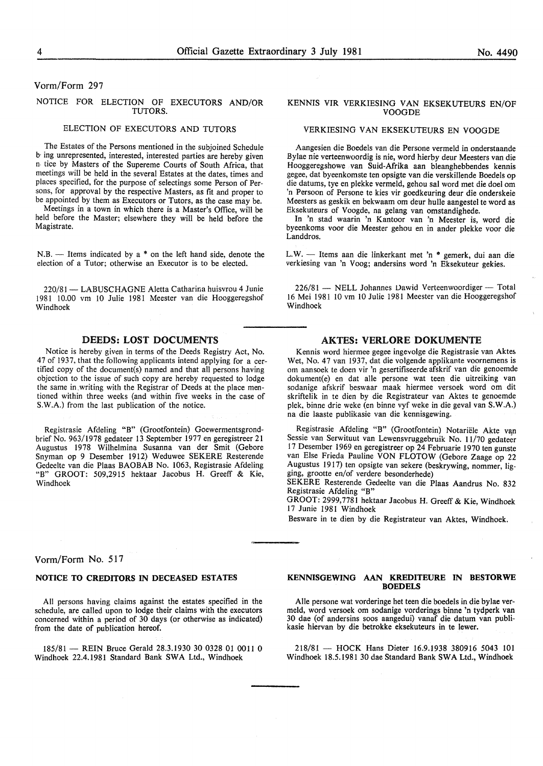Vorm/Form 297

## NOTICE FOR ELECTION OF EXECUTORS AND/OR TUTORS.

### ELECTION OF EXECUTORS AND TUTORS

The Estates of the Persons mentioned in the subjoined Schedule b ing unrepresented, interested, interested parties are hereby given n tice by Masters of the Supereme Courts of South Africa, that meetings will be held in the several Estates at the dates, times and places specified, for the purpose of selectings some Person of Persons, for approval by the respective Masters, as fit and proper to be appointed by them as Executors or Tutors, as the case may be.

Meetings in a town in which there is a Master's Office, will be held before the Master; elsewhere they will be held before the Magistrate.

N.B. — Items indicated by a * on the left hand side, denote the election of a Tutor; otherwise an Executor is to be elected.

220/81 — LABUSCHAGNE Aletta Catharina huisvrou 4 Junie 1981 10.00 vm 10 Julie 1981 Meester van die Hooggeregshof Windhoek

## KENNIS VIR VERKIESING VAN EKSEKUTEURS EN/OF VOOGDE

### VERKIESING VAN EKSEKUTEURS EN VOOGDE

Aangesien die Boedels van die Persone vermeld in onderstaande Bylae nie verteenwoordig is nie, word hierby deur Meesters van die Hooggeregshowe van Suid-Afrika aan bleanghebbendes kennis gegee, dat byeenkomste ten opsigte van die verskillende Boedels op die datums, tye en plekke vermeld, gehou sal word met die doel om 'n Persoon of Persone te kies vir goedkeuring deur die onderskeie Meesters as geskik en bekwaam om deur hulle aangestel te word as Eksekuteurs of Voogde, na gelang van omstandighede.

In 'n stad waarin 'n Kantoor van 'n Meester is, word die byeenkoms voor die Meester gehou en in ander plekke voor die Landdros.

L.W. — Items aan die linkerkant met 'n * gemerk, dui aan die verkiesing van 'n Voog; andersins word 'n Eksekuteur gekies.

226/81 — NELL Johannes Dawid Verteenwoordiger — Total 16 Mei 1981 10 vm 10 Julie 1981 Meester van die Hooggeregshof Windhoek

## DEEDS: LOST DOCUMENTS

Notice is hereby given in terms of the Deeds Registry Act, No. 47 of 1937, that the following applicants intend applying for a certified copy of the document(s) named and that all persons having objection to the issue of such copy are hereby requested to lodge the same in writing with the Registrar of Deeds at the place mentioned within three weeks (and within five weeks in the case of S.W.A.) from the last publication of the notice.

Registrasie Afdeling "B" (Grootfontein) Goewermentsgrondbrief No. 963/1978 gedateer 13 September 1977 en geregistreer 21 Augustus 1978 Wilhelmina Susanna van der Smit (Gebore Snyman op 9 Desember 1912) Weduwee SEKERE Resterende Gedeelte van die Plaas BAOBAB No. 1063, Registrasie Afdeling "B" GROOT: 509,2915 hektaar Jacobus H. Greeff & Kie, Windhoek

## AKTES: VERLORE DOKUMENTE

Kennis word hiermee gegee ingevolge die Registrasie van Aktes Wet, No. 47 van 1937, dat die volgende applikante voornemens is om aansoek te doen vir 'n gesertifiseerde afskrif van die genoemde dokument(e) en dat alle persone wat teen die uitreiking van sodanige afskrif beswaar maak hiermee versoek word om dit skriftelik in te dien by die Registrateur van Aktes te genoemde plek, binne drie weke (en binne vyf weke in die geval van S.W.A.) na die laaste publikasie van die kennisgewing.

Registrasie Afdeling "B" (Grootfontein) Notariële Akte van Sessie van Serwituut van Lewensvruggebruik No. 11/70 gedateer 17 Desember 1969 en geregistreer op 24 Februarie 1970 ten gunste van Else Frieda Pauline VON FLOTOW (Gebore Zaage op 22 Augustus 1917) ten opsigte van sekere (beskrywing, nommer, ligging, grootte en/of verdere besonderhede)

SEKERE Resterende Gedeelte van die Plaas Aandrus No. 832 Registrasie Afdeling "B"

GROOT: 2999,7781 hektaar Jacobus H. Greeff & Kie, Windhoek 17 Junie 1981 Windhoek

Besware in te dien by die Registrateur van Aktes, Windhoek.

Vorm/Form No. 517

## NOTICE TO CREDITORS IN DECEASED ESTATES

All persons having claims against the estates specified in the schedule, are called upon to lodge their claims with the executors concerned within a period of 30 days (or otherwise as indicated) from the date of publication hereof.

185/81 — REIN Bruce Gerald 28.3.1930 30 0328 01 0011 0 Windhoek 22.4.1981 Standard Bank SWA Ltd., Windhoek

## KENNISGEWING AAN KREDITEURE IN BESTORWE BOEDELS

Alle persone wat vorderinge het teen die boedels in die bylae vermeld, word versoek om sodanige vorderings binne 'n tydperk van 30 dae (of andersins soos aangedui) vanaf die datum van publikasie hiervan by die betrokke eksekuteurs in te lewer.

218/81 — HOCK Hans Dieter 16.9.1938 380916 5043 101 Windhoek 18.5.1981 30 dae Standard Bank SWA Ltd., Windhoek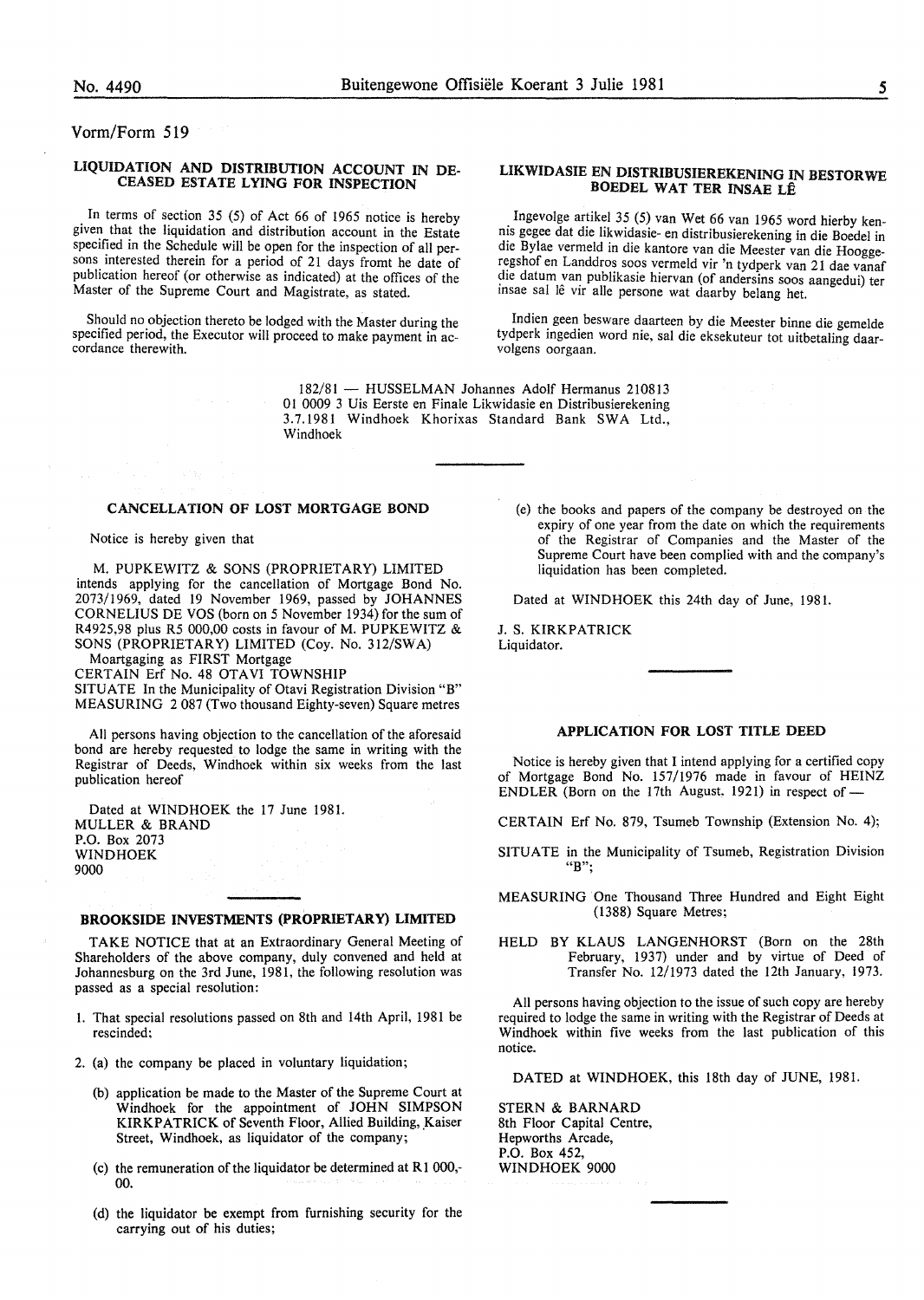Vorm/Form 519

## LIQUIDATION AND DISTRIBUTION ACCOUNT IN DECEASED ESTATE LYING FOR INSPECTION

In terms of section 35 (5) of Act 66 of 1965 notice is hereby given that the liquidation and distribution account in the Estate specified in the Schedule will be open for the inspection of all persons interested therein for a period of 21 days fromt he date of publication hereof (or otherwise as indicated) at the offices of the Master of the Supreme Court and Magistrate, as stated.

Should no objection thereto be lodged with the Master during the specified period, the Executor will proceed to make payment in accordance therewith.

## LIKWIDASIE EN DISTRIBUSIEREKENING IN BESTORWE BOEDEL WAT TER INSAE LÊ

Ingevolge artikel 35 (5) van Wet 66 van 1965 word hierby kennis gegee dat die likwidasie- en distribusierekening in die Boedel in die Bylae vermeld in die kantore van die Meester van die Hooggeregshof en Landdros soos vermeld vir 'n tydperk van 21 dae vanaf die datum van publikasie hiervan (of andersins soos aangedui) ter insae sal lê vir alle persone wat daarby belang het.

Indien geen besware daarteen by die Meester binne die gemelde tydperk ingedien word nie, sal die eksekuteur tot uitbetaling daarvolgens oorgaan.

182/81 — HUSSELMAN Johannes Adolf Hermanus 210813 01 0009 3 Uis Eerste en Finale Likwidasie en Distribusierekening 3.7.1981 Windhoek Khorixas Standard Bank SWA Ltd., Windhoek

## CANCELLATION OF LOST MORTGAGE BOND

Notice is hereby given that

M. PUPKEWITZ & SONS (PROPRIETARY) LIMITED intends applying for the cancellation of Mortgage Bond No. 2073/1969, dated 19 November 1969, passed by JOHANNES CORNELIUS DE VOS (born on 5 November 1934) for the sum of R4925,98 plus R5 000,00 costs in favour of M. PUPKEWITZ & SONS (PROPRIETARY) LIMITED (Coy. No. 312/SWA)

Moartgaging as FIRST Mortgage

CERTAIN Erf No. 48 OTAVI TOWNSHIP

SITUATE In the Municipality of Otavi Registration Division "B"

MEASURING 2 087 (Two thousand Eighty-seven) Square metres

All persons having objection to the cancellation of the aforesaid bond are hereby requested to lodge the same in writing with the Registrar of Deeds, Windhoek within six weeks from the last publication hereof

Dated at WINDHOEK the 17 June 1981.

MULLER & BRAND
P.O. Box 2073
WINDHOEK
9000

## BROOKSIDE INVESTMENTS (PROPRIETARY) LIMITED

TAKE NOTICE that at an Extraordinary General Meeting of Shareholders of the above company, duly convened and held at Johannesburg on the 3rd June, 1981, the following resolution was passed as a special resolution:

1. That special resolutions passed on 8th and 14th April, 1981 be rescinded;
2. (a) the company be placed in voluntary liquidation;
   (b) application be made to the Master of the Supreme Court at Windhoek for the appointment of JOHN SIMPSON KIRKPATRICK of Seventh Floor, Allied Building, Kaiser Street, Windhoek, as liquidator of the company;
   (c) the remuneration of the liquidator be determined at R1 000,-00.
   (d) the liquidator be exempt from furnishing security for the carrying out of his duties;
   (e) the books and papers of the company be destroyed on the expiry of one year from the date on which the requirements of the Registrar of Companies and the Master of the Supreme Court have been complied with and the company's liquidation has been completed.

Dated at WINDHOEK this 24th day of June, 1981.

J. S. KIRKPATRICK
Liquidator.

## APPLICATION FOR LOST TITLE DEED

Notice is hereby given that I intend applying for a certified copy of Mortgage Bond No. 157/1976 made in favour of HEINZ ENDLER (Born on the 17th August. 1921) in respect of —

CERTAIN Erf No. 879, Tsumeb Township (Extension No. 4);

SITUATE in the Municipality of Tsumeb, Registration Division "B";

MEASURING One Thousand Three Hundred and Eight Eight (1388) Square Metres;

HELD BY KLAUS LANGENHORST (Born on the 28th February, 1937) under and by virtue of Deed of Transfer No. 12/1973 dated the 12th January, 1973.

All persons having objection to the issue of such copy are hereby required to lodge the same in writing with the Registrar of Deeds at Windhoek within five weeks from the last publication of this notice.

DATED at WINDHOEK, this 18th day of JUNE, 1981.

STERN & BARNARD
8th Floor Capital Centre,
Hepworths Arcade,
P.O. Box 452,
WINDHOEK 9000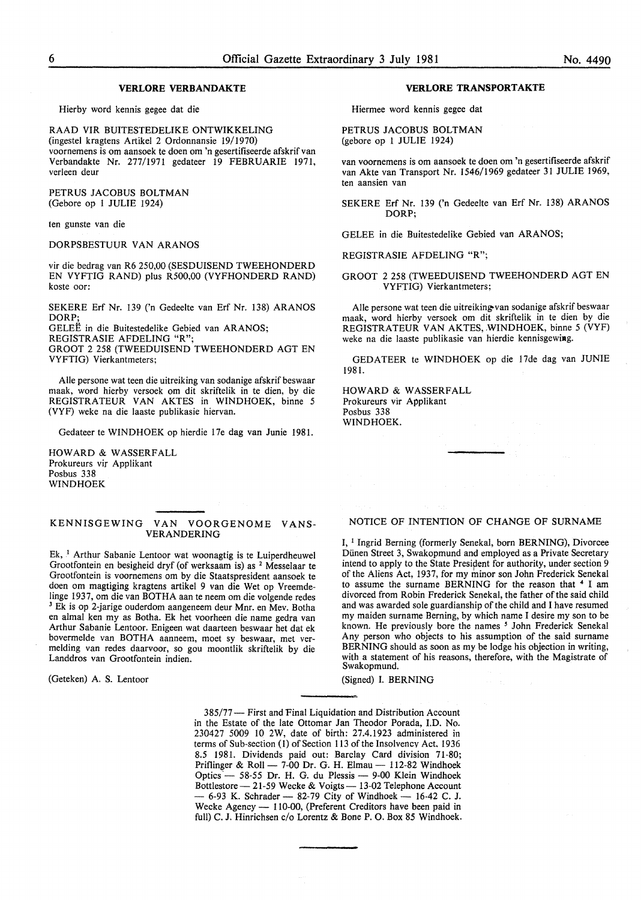## VERLORE VERBANDAKTE

Hierby word kennis gegee dat die

RAAD VIR BUITESTEDELIKE ONTWIKKELING
(ingestel kragtens Artikel 2 Ordonnansie 19/1970)
voornemens is om aansoek te doen om 'n gesertifiseerde afskrif van Verbandakte Nr. 277/1971 gedateer 19 FEBRUARIE 1971, verleen deur

PETRUS JACOBUS BOLTMAN
(Gebore op 1 JULIE 1924)

ten gunste van die

DORPSBESTUUR VAN ARANOS

vir die bedrag van R6 250,00 (SESDUISEND TWEEHONDERD EN VYFTIG RAND) plus R500,00 (VYFHONDERD RAND) koste oor:

SEKERE Erf Nr. 139 ('n Gedeelte van Erf Nr. 138) ARANOS DORP;
GELEË in die Buitestedelike Gebied van ARANOS;
REGISTRASIE AFDELING "R";
GROOT 2 258 (TWEEDUISEND TWEEHONDERD AGT EN VYFTIG) Vierkantmeters;

Alle persone wat teen die uitreiking van sodanige afskrif beswaar maak, word hierby versoek om dit skriftelik in te dien, by die REGISTRATEUR VAN AKTES in WINDHOEK, binne 5 (VYF) weke na die laaste publikasie hiervan.

Gedateer te WINDHOEK op hierdie 17e dag van Junie 1981.

HOWARD & WASSERFALL
Prokureurs vir Applikant
Posbus 338
WINDHOEK

## VERLORE TRANSPORTAKTE

Hiermee word kennis gegee dat

PETRUS JACOBUS BOLTMAN
(gebore op 1 JULIE 1924)

van voornemens is om aansoek te doen om 'n gesertifiseerde afskrif van Akte van Transport Nr. 1546/1969 gedateer 31 JULIE 1969, ten aansien van

SEKERE Erf Nr. 139 ('n Gedeelte van Erf Nr. 138) ARANOS DORP;

GELEE in die Buitestedelike Gebied van ARANOS;

REGISTRASIE AFDELING "R";

GROOT 2 258 (TWEEDUISEND TWEEHONDERD AGT EN VYFTIG) Vierkantmeters;

Alle persone wat teen die uitreiking van sodanige afskrif beswaar maak, word hierby versoek om dit skriftelik in te dien by die REGISTRATEUR VAN AKTES, WINDHOEK, binne 5 (VYF) weke na die laaste publikasie van hierdie kennisgewing.

GEDATEER te WINDHOEK op die 17de dag van JUNIE 1981.

HOWARD & WASSERFALL
Prokureurs vir Applikant
Posbus 338
WINDHOEK.

## KENNISGEWING VAN VOORGENOME VANSVERANDERING

Ek, [1] Arthur Sabanie Lentoor wat woonagtig is te Luiperdheuwel Grootfontein en besigheid dryf (of werksaam is) as [2] Messelaar te Grootfontein is voornemens om by die Staatspresident aansoek te doen om magtiging kragtens artikel 9 van die Wet op Vreemdelinge 1937, om die van BOTHA aan te neem om die volgende redes [3] Ek is op 2-jarige ouderdom aangeneem deur Mnr. en Mev. Botha en almal ken my as Botha. Ek het voorheen die name gedra van Arthur Sabanie Lentoor. Enigeen wat daarteen beswaar het dat ek bovermelde van BOTHA aanneem, moet sy beswaar, met vermelding van redes daarvoor, so gou moontlik skriftelik by die Landdros van Grootfontein indien.

(Geteken) A. S. Lentoor

## NOTICE OF INTENTION OF CHANGE OF SURNAME

I, [1] Ingrid Berning (formerly Senekal, born BERNING), Divorcee Dünen Street 3, Swakopmund and employed as a Private Secretary intend to apply to the State President for authority, under section 9 of the Aliens Act, 1937, for my minor son John Frederick Senekal to assume the surname BERNING for the reason that [4] I am divorced from Robin Frederick Senekal, the father of the said child and was awarded sole guardianship of the child and I have resumed my maiden surname Berning, by which name I desire my son to be known. He previously bore the names [5] John Frederick Senekal Any person who objects to his assumption of the said surname BERNING should as soon as my be lodge his objection in writing, with a statement of his reasons, therefore, with the Magistrate of Swakopmund.

(Signed) I. BERNING

385/77 — First and Final Liquidation and Distribution Account in the Estate of the late Ottomar Jan Theodor Porada, I.D. No. 230427 5009 10 2W, date of birth: 27.4.1923 administered in terms of Sub-section (1) of Section 113 of the Insolvency Act. 1936 8.5 1981. Dividends paid out: Barclay Card division 71-80; Priflinger & Roll — 7-00 Dr. G. H. Elmau — 112-82 Windhoek Optics — 58-55 Dr. H. G. du Plessis — 9-00 Klein Windhoek Bottlestore — 21-59 Wecke & Voigts — 13-02 Telephone Account — 6-93 K. Schrader — 82-79 City of Windhoek — 16-42 C. J. Wecke Agency — 110-00, (Preferent Creditors have been paid in full) C. J. Hinrichsen c/o Lorentz & Bone P. O. Box 85 Windhoek.